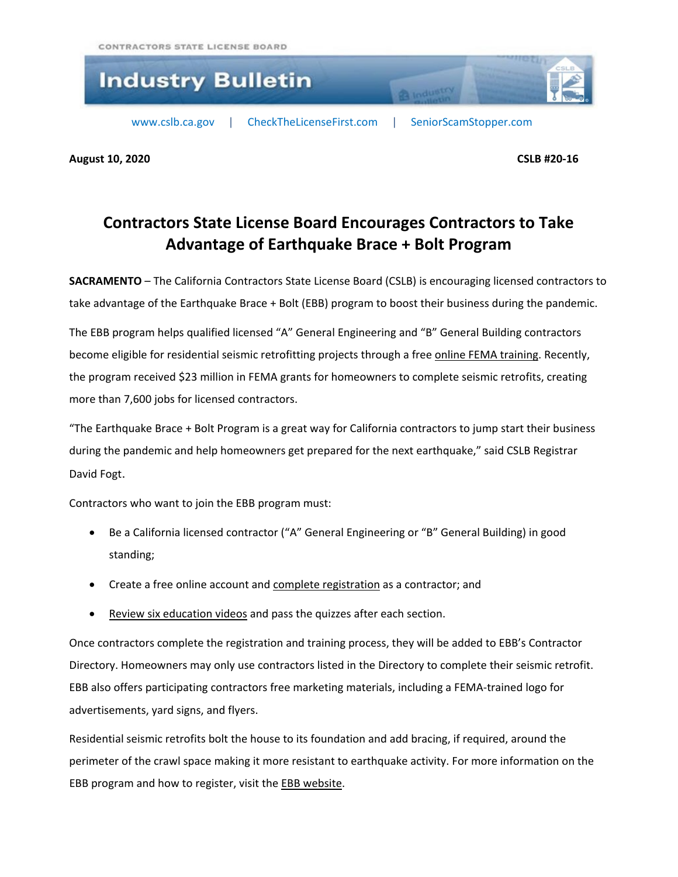CONTRACTORS STATE LICENSE BOARD

# Industry Bulletin

www.cslb.ca.gov | CheckTheLicenseFirst.com | SeniorScamStopper.com

**August 10, 2020** **CSLB #20-16**

## Contractors State License Board Encourages Contractors to Take Advantage of Earthquake Brace + Bolt Program

**SACRAMENTO** – The California Contractors State License Board (CSLB) is encouraging licensed contractors to take advantage of the Earthquake Brace + Bolt (EBB) program to boost their business during the pandemic.

The EBB program helps qualified licensed "A" General Engineering and "B" General Building contractors become eligible for residential seismic retrofitting projects through a free online FEMA training. Recently, the program received $23 million in FEMA grants for homeowners to complete seismic retrofits, creating more than 7,600 jobs for licensed contractors.

"The Earthquake Brace + Bolt Program is a great way for California contractors to jump start their business during the pandemic and help homeowners get prepared for the next earthquake," said CSLB Registrar David Fogt.

Contractors who want to join the EBB program must:

- Be a California licensed contractor ("A" General Engineering or "B" General Building) in good standing;
- Create a free online account and complete registration as a contractor; and
- Review six education videos and pass the quizzes after each section.

Once contractors complete the registration and training process, they will be added to EBB's Contractor Directory. Homeowners may only use contractors listed in the Directory to complete their seismic retrofit. EBB also offers participating contractors free marketing materials, including a FEMA-trained logo for advertisements, yard signs, and flyers.

Residential seismic retrofits bolt the house to its foundation and add bracing, if required, around the perimeter of the crawl space making it more resistant to earthquake activity. For more information on the EBB program and how to register, visit the EBB website.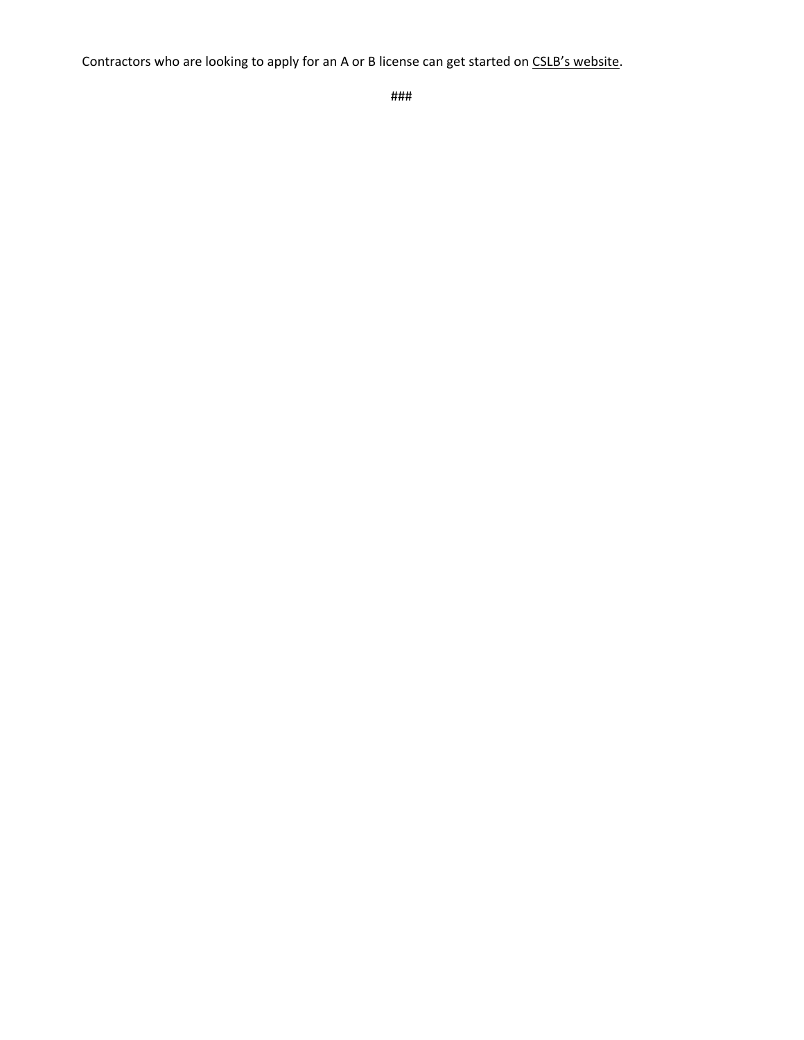Contractors who are looking to apply for an A or B license can get started on CSLB's website.

###